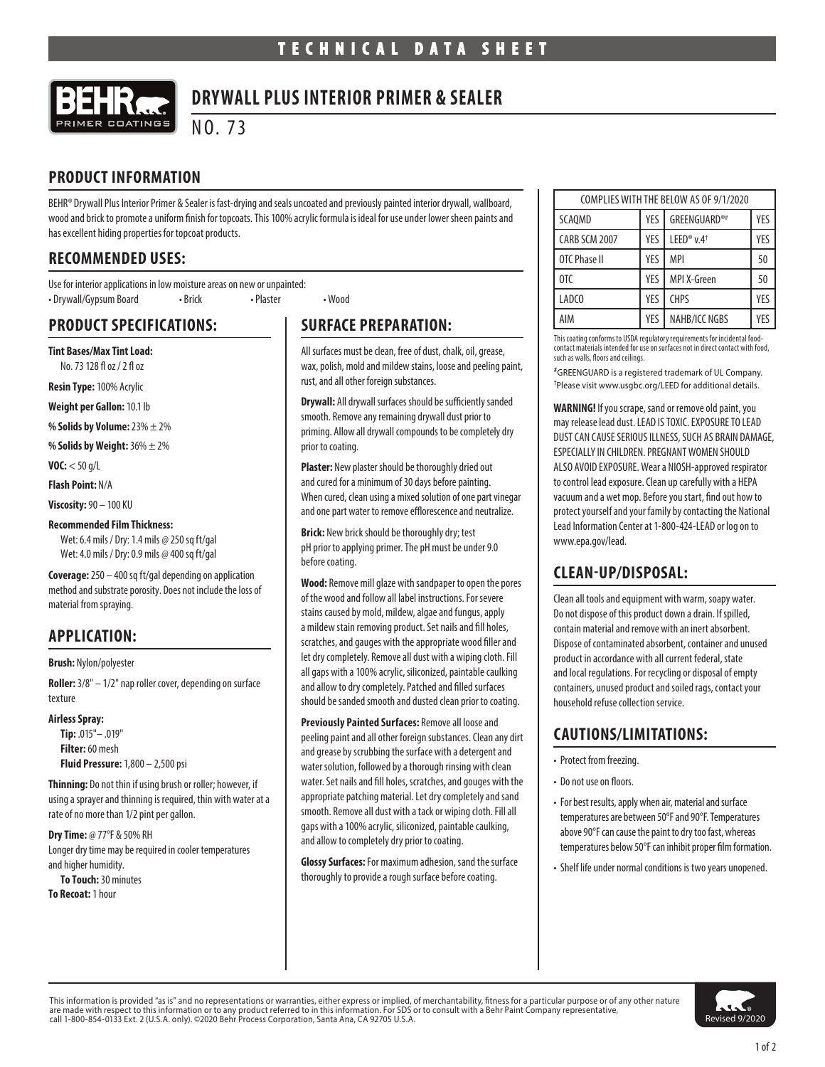# TECHNICAL DATA SHEET

## DRYWALL PLUS INTERIOR PRIMER & SEALER

NO. 73

## PRODUCT INFORMATION

BEHR® Drywall Plus Interior Primer & Sealer is fast-drying and seals uncoated and previously painted interior drywall, wallboard, wood and brick to promote a uniform finish for topcoats. This 100% acrylic formula is ideal for use under lower sheen paints and has excellent hiding properties for topcoat products.

## RECOMMENDED USES:

Use for interior applications in low moisture areas on new or unpainted:

- Drywall/Gypsum Board
- Brick
- Plaster
- Wood

## PRODUCT SPECIFICATIONS:

**Tint Bases/Max Tint Load:**
No. 73 128 fl oz / 2 fl oz

**Resin Type:** 100% Acrylic

**Weight per Gallon:** 10.1 lb

**% Solids by Volume:** 23% ± 2%

**% Solids by Weight:** 36% ± 2%

**VOC:** < 50 g/L

**Flash Point:** N/A

**Viscosity:** 90 – 100 KU

**Recommended Film Thickness:**
Wet: 6.4 mils / Dry: 1.4 mils @ 250 sq ft/gal
Wet: 4.0 mils / Dry: 0.9 mils @ 400 sq ft/gal

**Coverage:** 250 – 400 sq ft/gal depending on application method and substrate porosity. Does not include the loss of material from spraying.

## APPLICATION:

**Brush:** Nylon/polyester

**Roller:** 3/8" – 1/2" nap roller cover, depending on surface texture

**Airless Spray:**
**Tip:** .015"– .019"
**Filter:** 60 mesh
**Fluid Pressure:** 1,800 – 2,500 psi

**Thinning:** Do not thin if using brush or roller; however, if using a sprayer and thinning is required, thin with water at a rate of no more than 1/2 pint per gallon.

**Dry Time:** @ 77°F & 50% RH
Longer dry time may be required in cooler temperatures and higher humidity.
**To Touch:** 30 minutes
**To Recoat:** 1 hour

## SURFACE PREPARATION:

All surfaces must be clean, free of dust, chalk, oil, grease, wax, polish, mold and mildew stains, loose and peeling paint, rust, and all other foreign substances.

**Drywall:** All drywall surfaces should be sufficiently sanded smooth. Remove any remaining drywall dust prior to priming. Allow all drywall compounds to be completely dry prior to coating.

**Plaster:** New plaster should be thoroughly dried out and cured for a minimum of 30 days before painting. When cured, clean using a mixed solution of one part vinegar and one part water to remove efflorescence and neutralize.

**Brick:** New brick should be thoroughly dry; test pH prior to applying primer. The pH must be under 9.0 before coating.

**Wood:** Remove mill glaze with sandpaper to open the pores of the wood and follow all label instructions. For severe stains caused by mold, mildew, algae and fungus, apply a mildew stain removing product. Set nails and fill holes, scratches, and gauges with the appropriate wood filler and let dry completely. Remove all dust with a wiping cloth. Fill all gaps with a 100% acrylic, siliconized, paintable caulking and allow to dry completely. Patched and filled surfaces should be sanded smooth and dusted clean prior to coating.

**Previously Painted Surfaces:** Remove all loose and peeling paint and all other foreign substances. Clean any dirt and grease by scrubbing the surface with a detergent and water solution, followed by a thorough rinsing with clean water. Set nails and fill holes, scratches, and gouges with the appropriate patching material. Let dry completely and sand smooth. Remove all dust with a tack or wiping cloth. Fill all gaps with a 100% acrylic, siliconized, paintable caulking, and allow to completely dry prior to coating.

**Glossy Surfaces:** For maximum adhesion, sand the surface thoroughly to provide a rough surface before coating.

| COMPLIES WITH THE BELOW AS OF 9/1/2020 | | | |
|---|---|---|---|
| SCAQMD | YES | GREENGUARD®# | YES |
| CARB SCM 2007 | YES | LEED® v.4† | YES |
| OTC Phase II | YES | MPI | 50 |
| OTC | YES | MPI X-Green | 50 |
| LADCO | YES | CHPS | YES |
| AIM | YES | NAHB/ICC NGBS | YES |

This coating conforms to USDA regulatory requirements for incidental food-contact materials intended for use on surfaces not in direct contact with food, such as walls, floors and ceilings.

#GREENGUARD is a registered trademark of UL Company.
†Please visit www.usgbc.org/LEED for additional details.

**WARNING!** If you scrape, sand or remove old paint, you may release lead dust. LEAD IS TOXIC. EXPOSURE TO LEAD DUST CAN CAUSE SERIOUS ILLNESS, SUCH AS BRAIN DAMAGE, ESPECIALLY IN CHILDREN. PREGNANT WOMEN SHOULD ALSO AVOID EXPOSURE. Wear a NIOSH-approved respirator to control lead exposure. Clean up carefully with a HEPA vacuum and a wet mop. Before you start, find out how to protect yourself and your family by contacting the National Lead Information Center at 1-800-424-LEAD or log on to www.epa.gov/lead.

## CLEAN-UP/DISPOSAL:

Clean all tools and equipment with warm, soapy water. Do not dispose of this product down a drain. If spilled, contain material and remove with an inert absorbent. Dispose of contaminated absorbent, container and unused product in accordance with all current federal, state and local regulations. For recycling or disposal of empty containers, unused product and soiled rags, contact your household refuse collection service.

## CAUTIONS/LIMITATIONS:

- Protect from freezing.
- Do not use on floors.
- For best results, apply when air, material and surface temperatures are between 50°F and 90°F. Temperatures above 90°F can cause the paint to dry too fast, whereas temperatures below 50°F can inhibit proper film formation.
- Shelf life under normal conditions is two years unopened.

This information is provided "as is" and no representations or warranties, either express or implied, of merchantability, fitness for a particular purpose or of any other nature are made with respect to this information or to any product referred to in this information. For SDS or to consult with a Behr Paint Company representative, call 1-800-854-0133 Ext. 2 (U.S.A. only). ©2020 Behr Process Corporation, Santa Ana, CA 92705 U.S.A.

Revised 9/2020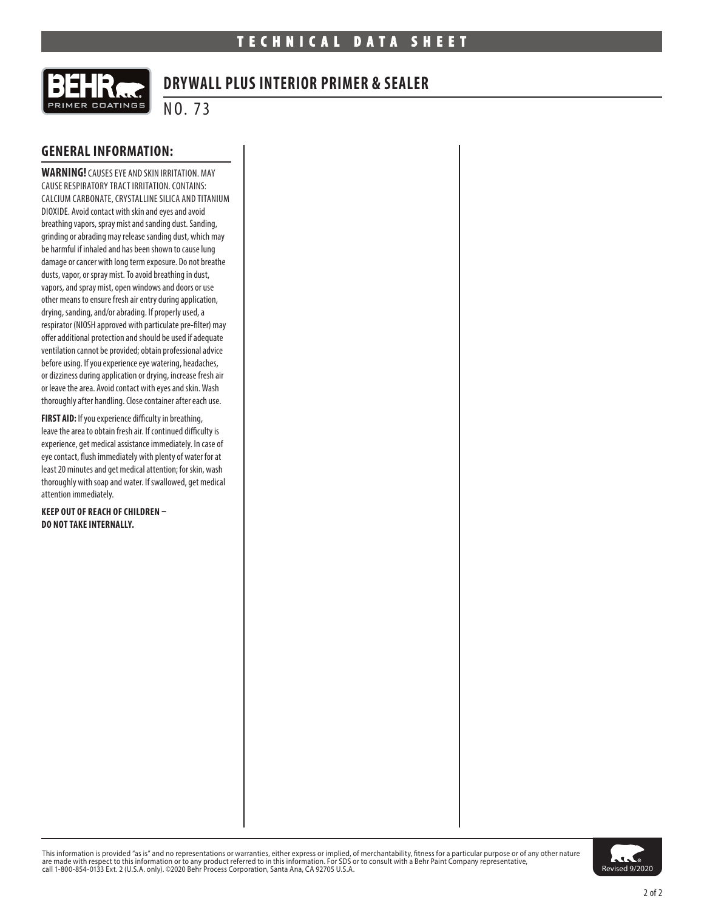# DRYWALL PLUS INTERIOR PRIMER & SEALER

NO. 73

## GENERAL INFORMATION:

**WARNING!** CAUSES EYE AND SKIN IRRITATION. MAY CAUSE RESPIRATORY TRACT IRRITATION. CONTAINS: CALCIUM CARBONATE, CRYSTALLINE SILICA AND TITANIUM DIOXIDE. Avoid contact with skin and eyes and avoid breathing vapors, spray mist and sanding dust. Sanding, grinding or abrading may release sanding dust, which may be harmful if inhaled and has been shown to cause lung damage or cancer with long term exposure. Do not breathe dusts, vapor, or spray mist. To avoid breathing in dust, vapors, and spray mist, open windows and doors or use other means to ensure fresh air entry during application, drying, sanding, and/or abrading. If properly used, a respirator (NIOSH approved with particulate pre-filter) may offer additional protection and should be used if adequate ventilation cannot be provided; obtain professional advice before using. If you experience eye watering, headaches, or dizziness during application or drying, increase fresh air or leave the area. Avoid contact with eyes and skin. Wash thoroughly after handling. Close container after each use.

**FIRST AID:** If you experience difficulty in breathing, leave the area to obtain fresh air. If continued difficulty is experience, get medical assistance immediately. In case of eye contact, flush immediately with plenty of water for at least 20 minutes and get medical attention; for skin, wash thoroughly with soap and water. If swallowed, get medical attention immediately.

**KEEP OUT OF REACH OF CHILDREN – DO NOT TAKE INTERNALLY.**

This information is provided "as is" and no representations or warranties, either express or implied, of merchantability, fitness for a particular purpose or of any other nature are made with respect to this information or to any product referred to in this information. For SDS or to consult with a Behr Paint Company representative, call 1-800-854-0133 Ext. 2 (U.S.A. only). ©2020 Behr Process Corporation, Santa Ana, CA 92705 U.S.A.

Revised 9/2020